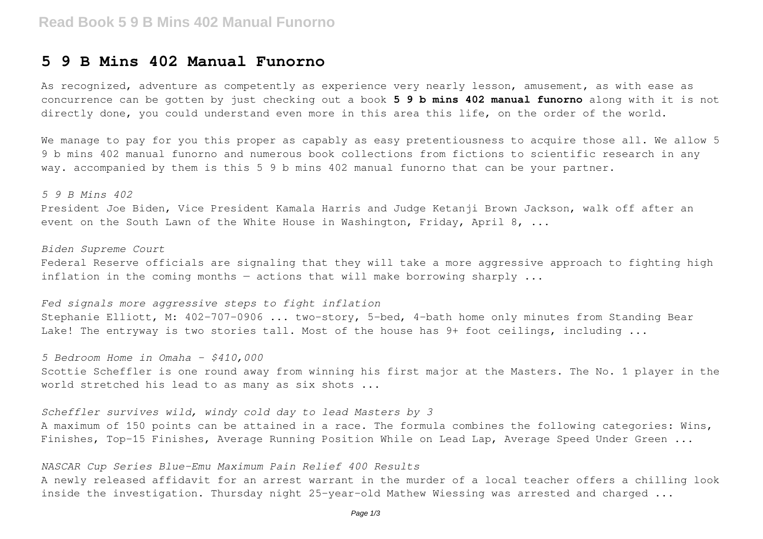# 5 9 B Mins 402 Manual Funorno

As recognized, adventure as competently as experience very nearly lesson, amusement, as with ease as concurrence can be gotten by just checking out a book **5 9 b mins 402 manual funorno** along with it is not directly done, you could understand even more in this area this life, on the order of the world.

We manage to pay for you this proper as capably as easy pretentiousness to acquire those all. We allow 5 9 b mins 402 manual funorno and numerous book collections from fictions to scientific research in any way. accompanied by them is this 5 9 b mins 402 manual funorno that can be your partner.

*5 9 B Mins 402*

President Joe Biden, Vice President Kamala Harris and Judge Ketanji Brown Jackson, walk off after an event on the South Lawn of the White House in Washington, Friday, April 8, ...

*Biden Supreme Court*

Federal Reserve officials are signaling that they will take a more aggressive approach to fighting high inflation in the coming months — actions that will make borrowing sharply ...

*Fed signals more aggressive steps to fight inflation*

Stephanie Elliott, M: 402-707-0906 ... two-story, 5-bed, 4-bath home only minutes from Standing Bear Lake! The entryway is two stories tall. Most of the house has 9+ foot ceilings, including ...

*5 Bedroom Home in Omaha - $410,000*

Scottie Scheffler is one round away from winning his first major at the Masters. The No. 1 player in the world stretched his lead to as many as six shots ...

*Scheffler survives wild, windy cold day to lead Masters by 3*

A maximum of 150 points can be attained in a race. The formula combines the following categories: Wins, Finishes, Top-15 Finishes, Average Running Position While on Lead Lap, Average Speed Under Green ...

*NASCAR Cup Series Blue-Emu Maximum Pain Relief 400 Results*

A newly released affidavit for an arrest warrant in the murder of a local teacher offers a chilling look inside the investigation. Thursday night 25-year-old Mathew Wiessing was arrested and charged ...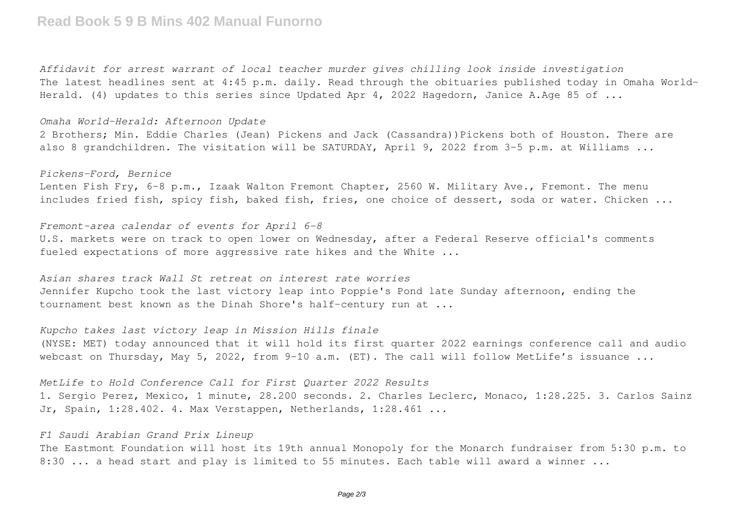*Affidavit for arrest warrant of local teacher murder gives chilling look inside investigation*
The latest headlines sent at 4:45 p.m. daily. Read through the obituaries published today in Omaha World-Herald. (4) updates to this series since Updated Apr 4, 2022 Hagedorn, Janice A.Age 85 of ...

*Omaha World-Herald: Afternoon Update*
2 Brothers; Min. Eddie Charles (Jean) Pickens and Jack (Cassandra))Pickens both of Houston. There are also 8 grandchildren. The visitation will be SATURDAY, April 9, 2022 from 3-5 p.m. at Williams ...

*Pickens-Ford, Bernice*
Lenten Fish Fry, 6-8 p.m., Izaak Walton Fremont Chapter, 2560 W. Military Ave., Fremont. The menu includes fried fish, spicy fish, baked fish, fries, one choice of dessert, soda or water. Chicken ...

*Fremont-area calendar of events for April 6-8*
U.S. markets were on track to open lower on Wednesday, after a Federal Reserve official's comments fueled expectations of more aggressive rate hikes and the White ...

*Asian shares track Wall St retreat on interest rate worries*
Jennifer Kupcho took the last victory leap into Poppie's Pond late Sunday afternoon, ending the tournament best known as the Dinah Shore's half-century run at ...

*Kupcho takes last victory leap in Mission Hills finale*
(NYSE: MET) today announced that it will hold its first quarter 2022 earnings conference call and audio webcast on Thursday, May 5, 2022, from 9-10 a.m. (ET). The call will follow MetLife's issuance ...

*MetLife to Hold Conference Call for First Quarter 2022 Results*
1. Sergio Perez, Mexico, 1 minute, 28.200 seconds. 2. Charles Leclerc, Monaco, 1:28.225. 3. Carlos Sainz Jr, Spain, 1:28.402. 4. Max Verstappen, Netherlands, 1:28.461 ...

*F1 Saudi Arabian Grand Prix Lineup*
The Eastmont Foundation will host its 19th annual Monopoly for the Monarch fundraiser from 5:30 p.m. to 8:30 ... a head start and play is limited to 55 minutes. Each table will award a winner ...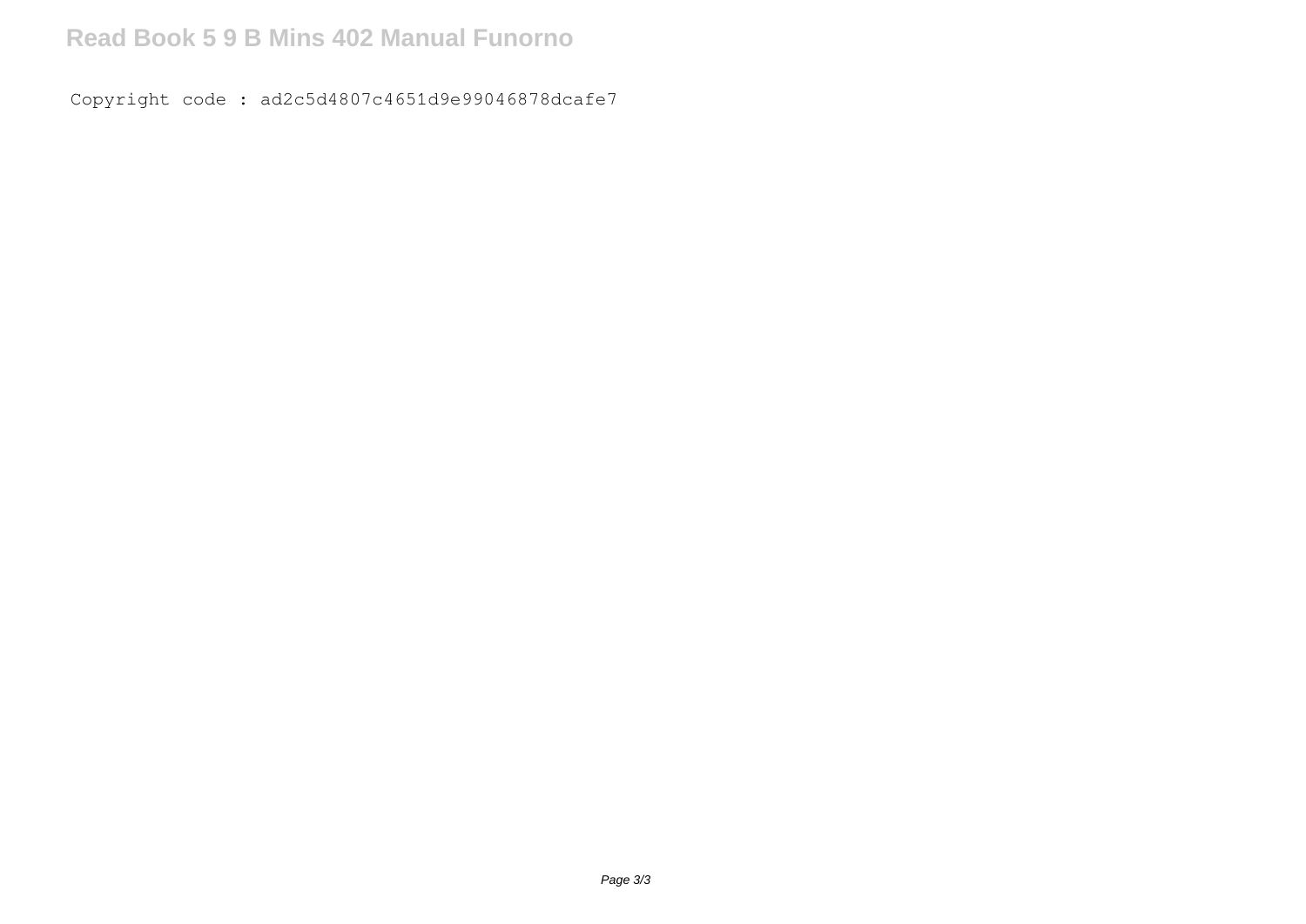Copyright code : ad2c5d4807c4651d9e99046878dcafe7